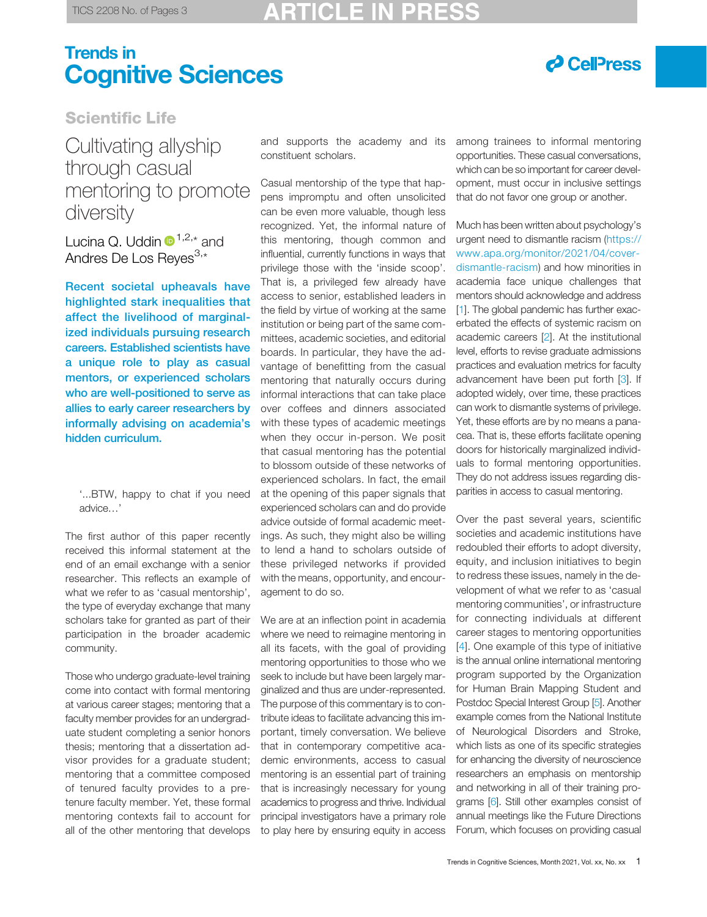Scientific Life

# Cultivating allyship through casual mentoring to promote diversity

Lucina Q. Uddin[1,2,*] and Andres De Los Reyes[3,*]

**Recent societal upheavals have highlighted stark inequalities that affect the livelihood of marginalized individuals pursuing research careers. Established scientists have a unique role to play as casual mentors, or experienced scholars who are well-positioned to serve as allies to early career researchers by informally advising on academia's hidden curriculum.**

> '...BTW, happy to chat if you need advice…'

The first author of this paper recently received this informal statement at the end of an email exchange with a senior researcher. This reflects an example of what we refer to as 'casual mentorship', the type of everyday exchange that many scholars take for granted as part of their participation in the broader academic community.

Those who undergo graduate-level training come into contact with formal mentoring at various career stages; mentoring that a faculty member provides for an undergraduate student completing a senior honors thesis; mentoring that a dissertation advisor provides for a graduate student; mentoring that a committee composed of tenured faculty provides to a pre-tenure faculty member. Yet, these formal mentoring contexts fail to account for all of the other mentoring that develops and supports the academy and its constituent scholars.

Casual mentorship of the type that happens impromptu and often unsolicited can be even more valuable, though less recognized. Yet, the informal nature of this mentoring, though common and influential, currently functions in ways that privilege those with the 'inside scoop'. That is, a privileged few already have access to senior, established leaders in the field by virtue of working at the same institution or being part of the same committees, academic societies, and editorial boards. In particular, they have the advantage of benefitting from the casual mentoring that naturally occurs during informal interactions that can take place over coffees and dinners associated with these types of academic meetings when they occur in-person. We posit that casual mentoring has the potential to blossom outside of these networks of experienced scholars. In fact, the email at the opening of this paper signals that experienced scholars can and do provide advice outside of formal academic meetings. As such, they might also be willing to lend a hand to scholars outside of these privileged networks if provided with the means, opportunity, and encouragement to do so.

We are at an inflection point in academia where we need to reimagine mentoring in all its facets, with the goal of providing mentoring opportunities to those who we seek to include but have been largely marginalized and thus are under-represented. The purpose of this commentary is to contribute ideas to facilitate advancing this important, timely conversation. We believe that in contemporary competitive academic environments, access to casual mentoring is an essential part of training that is increasingly necessary for young academics to progress and thrive. Individual principal investigators have a primary role to play here by ensuring equity in access among trainees to informal mentoring opportunities. These casual conversations, which can be so important for career development, must occur in inclusive settings that do not favor one group or another.

Much has been written about psychology's urgent need to dismantle racism (https://www.apa.org/monitor/2021/04/cover-dismantle-racism) and how minorities in academia face unique challenges that mentors should acknowledge and address [1]. The global pandemic has further exacerbated the effects of systemic racism on academic careers [2]. At the institutional level, efforts to revise graduate admissions practices and evaluation metrics for faculty advancement have been put forth [3]. If adopted widely, over time, these practices can work to dismantle systems of privilege. Yet, these efforts are by no means a panacea. That is, these efforts facilitate opening doors for historically marginalized individuals to formal mentoring opportunities. They do not address issues regarding disparities in access to casual mentoring.

Over the past several years, scientific societies and academic institutions have redoubled their efforts to adopt diversity, equity, and inclusion initiatives to begin to redress these issues, namely in the development of what we refer to as 'casual mentoring communities', or infrastructure for connecting individuals at different career stages to mentoring opportunities [4]. One example of this type of initiative is the annual online international mentoring program supported by the Organization for Human Brain Mapping Student and Postdoc Special Interest Group [5]. Another example comes from the National Institute of Neurological Disorders and Stroke, which lists as one of its specific strategies for enhancing the diversity of neuroscience researchers an emphasis on mentorship and networking in all of their training programs [6]. Still other examples consist of annual meetings like the Future Directions Forum, which focuses on providing casual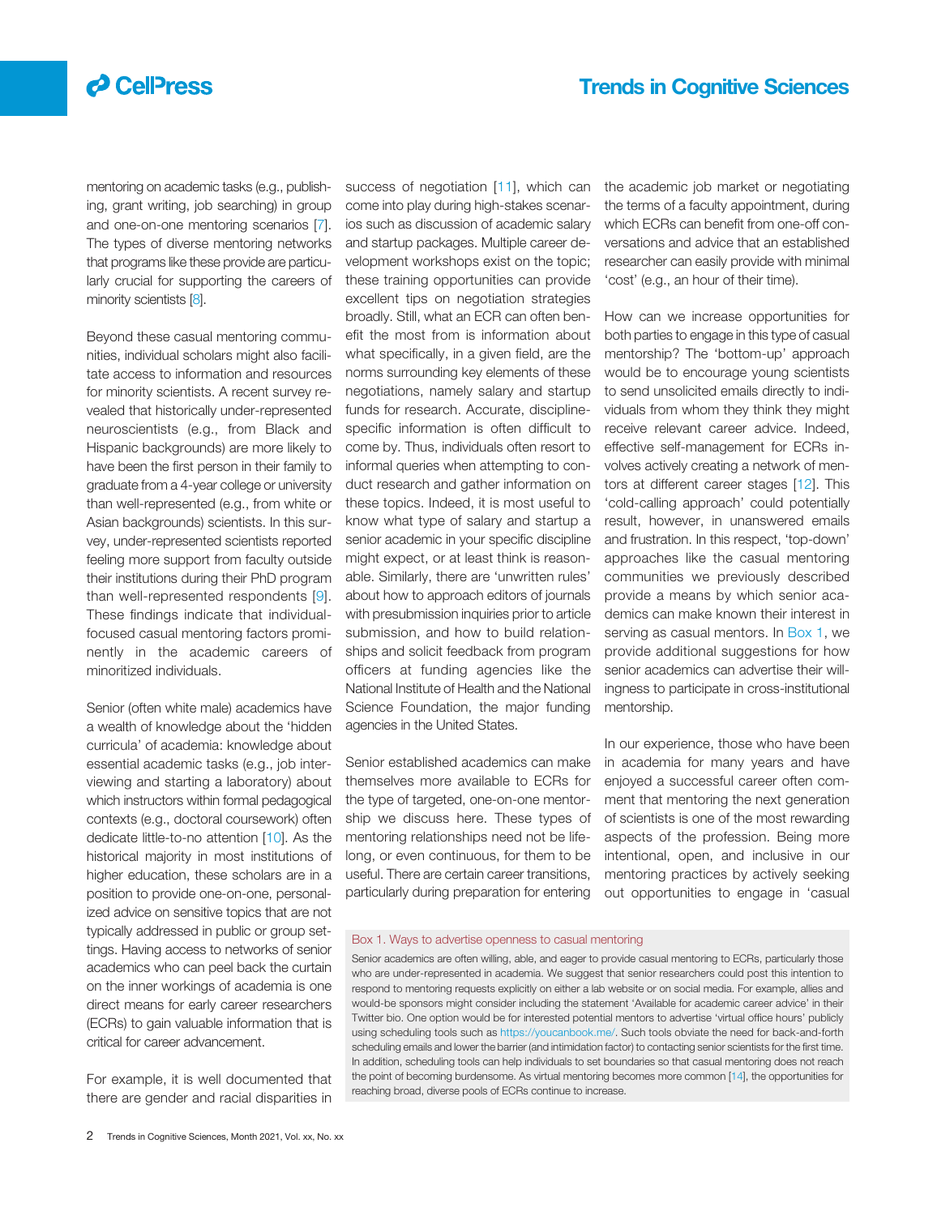mentoring on academic tasks (e.g., publishing, grant writing, job searching) in group and one-on-one mentoring scenarios [7]. The types of diverse mentoring networks that programs like these provide are particularly crucial for supporting the careers of minority scientists [8].

Beyond these casual mentoring communities, individual scholars might also facilitate access to information and resources for minority scientists. A recent survey revealed that historically under-represented neuroscientists (e.g., from Black and Hispanic backgrounds) are more likely to have been the first person in their family to graduate from a 4-year college or university than well-represented (e.g., from white or Asian backgrounds) scientists. In this survey, under-represented scientists reported feeling more support from faculty outside their institutions during their PhD program than well-represented respondents [9]. These findings indicate that individual-focused casual mentoring factors prominently in the academic careers of minoritized individuals.

Senior (often white male) academics have a wealth of knowledge about the 'hidden curricula' of academia: knowledge about essential academic tasks (e.g., job interviewing and starting a laboratory) about which instructors within formal pedagogical contexts (e.g., doctoral coursework) often dedicate little-to-no attention [10]. As the historical majority in most institutions of higher education, these scholars are in a position to provide one-on-one, personalized advice on sensitive topics that are not typically addressed in public or group settings. Having access to networks of senior academics who can peel back the curtain on the inner workings of academia is one direct means for early career researchers (ECRs) to gain valuable information that is critical for career advancement.

For example, it is well documented that there are gender and racial disparities in success of negotiation [11], which can come into play during high-stakes scenarios such as discussion of academic salary and startup packages. Multiple career development workshops exist on the topic; these training opportunities can provide excellent tips on negotiation strategies broadly. Still, what an ECR can often benefit the most from is information about what specifically, in a given field, are the norms surrounding key elements of these negotiations, namely salary and startup funds for research. Accurate, discipline-specific information is often difficult to come by. Thus, individuals often resort to informal queries when attempting to conduct research and gather information on these topics. Indeed, it is most useful to know what type of salary and startup a senior academic in your specific discipline might expect, or at least think is reasonable. Similarly, there are 'unwritten rules' about how to approach editors of journals with presubmission inquiries prior to article submission, and how to build relationships and solicit feedback from program officers at funding agencies like the National Institute of Health and the National Science Foundation, the major funding agencies in the United States.

Senior established academics can make themselves more available to ECRs for the type of targeted, one-on-one mentorship we discuss here. These types of mentoring relationships need not be lifelong, or even continuous, for them to be useful. There are certain career transitions, particularly during preparation for entering the academic job market or negotiating the terms of a faculty appointment, during which ECRs can benefit from one-off conversations and advice that an established researcher can easily provide with minimal 'cost' (e.g., an hour of their time).

How can we increase opportunities for both parties to engage in this type of casual mentorship? The 'bottom-up' approach would be to encourage young scientists to send unsolicited emails directly to individuals from whom they think they might receive relevant career advice. Indeed, effective self-management for ECRs involves actively creating a network of mentors at different career stages [12]. This 'cold-calling approach' could potentially result, however, in unanswered emails and frustration. In this respect, 'top-down' approaches like the casual mentoring communities we previously described provide a means by which senior academics can make known their interest in serving as casual mentors. In Box 1, we provide additional suggestions for how senior academics can advertise their willingness to participate in cross-institutional mentorship.

In our experience, those who have been in academia for many years and have enjoyed a successful career often comment that mentoring the next generation of scientists is one of the most rewarding aspects of the profession. Being more intentional, open, and inclusive in our mentoring practices by actively seeking out opportunities to engage in 'casual

### Box 1. Ways to advertise openness to casual mentoring

Senior academics are often willing, able, and eager to provide casual mentoring to ECRs, particularly those who are under-represented in academia. We suggest that senior researchers could post this intention to respond to mentoring requests explicitly on either a lab website or on social media. For example, allies and would-be sponsors might consider including the statement 'Available for academic career advice' in their Twitter bio. One option would be for interested potential mentors to advertise 'virtual office hours' publicly using scheduling tools such as https://youcanbook.me/. Such tools obviate the need for back-and-forth scheduling emails and lower the barrier (and intimidation factor) to contacting senior scientists for the first time. In addition, scheduling tools can help individuals to set boundaries so that casual mentoring does not reach the point of becoming burdensome. As virtual mentoring becomes more common [14], the opportunities for reaching broad, diverse pools of ECRs continue to increase.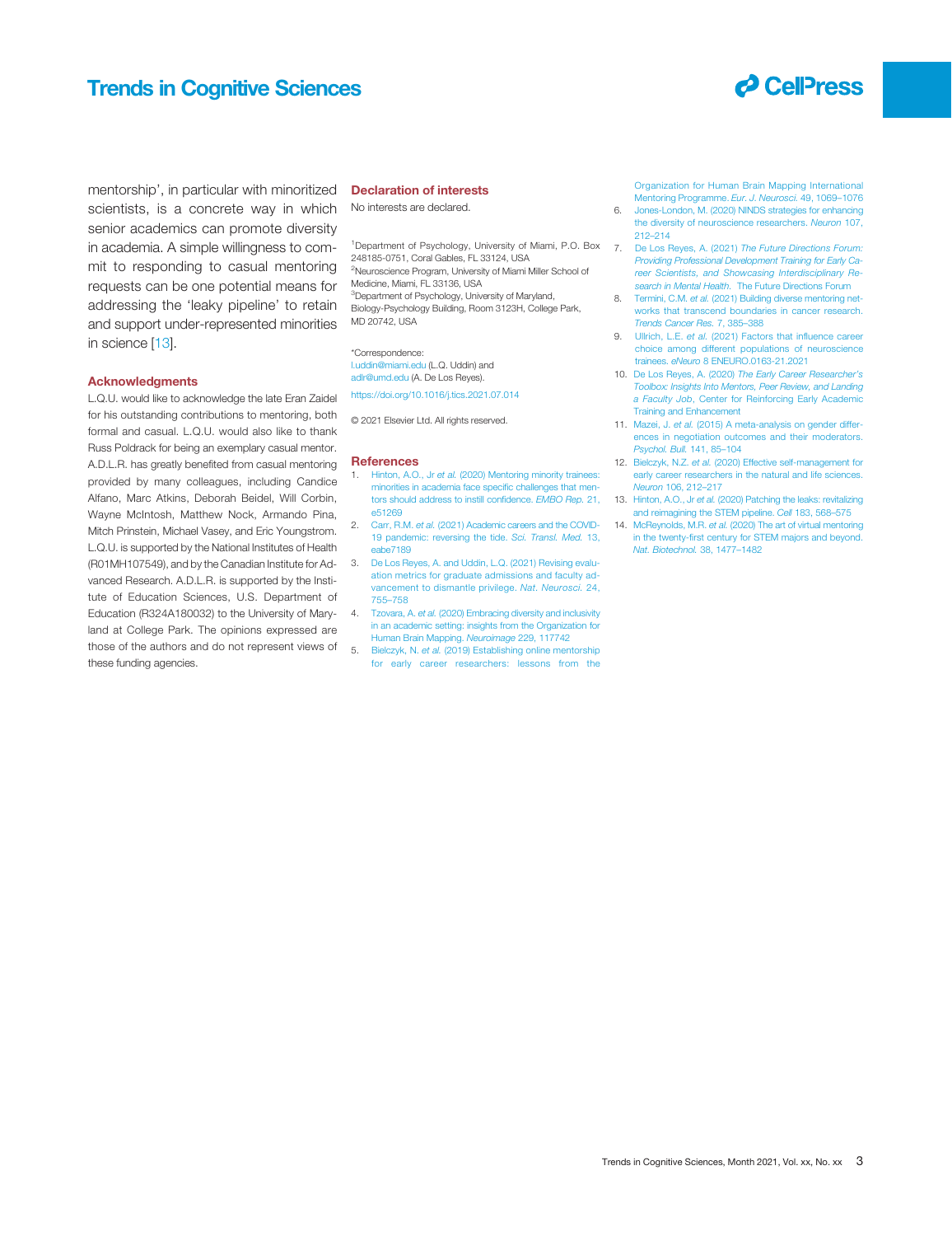mentorship', in particular with minoritized scientists, is a concrete way in which senior academics can promote diversity in academia. A simple willingness to commit to responding to casual mentoring requests can be one potential means for addressing the 'leaky pipeline' to retain and support under-represented minorities in science [13].

## Acknowledgments

L.Q.U. would like to acknowledge the late Eran Zaidel for his outstanding contributions to mentoring, both formal and casual. L.Q.U. would also like to thank Russ Poldrack for being an exemplary casual mentor. A.D.L.R. has greatly benefited from casual mentoring provided by many colleagues, including Candice Alfano, Marc Atkins, Deborah Beidel, Will Corbin, Wayne McIntosh, Matthew Nock, Armando Pina, Mitch Prinstein, Michael Vasey, and Eric Youngstrom. L.Q.U. is supported by the National Institutes of Health (R01MH107549), and by the Canadian Institute for Advanced Research. A.D.L.R. is supported by the Institute of Education Sciences, U.S. Department of Education (R324A180032) to the University of Maryland at College Park. The opinions expressed are those of the authors and do not represent views of these funding agencies.

## Declaration of interests

No interests are declared.

[1]Department of Psychology, University of Miami, P.O. Box 248185-0751, Coral Gables, FL 33124, USA
[2]Neuroscience Program, University of Miami Miller School of Medicine, Miami, FL 33136, USA
[3]Department of Psychology, University of Maryland, Biology-Psychology Building, Room 3123H, College Park, MD 20742, USA

*Correspondence:
l.uddin@miami.edu (L.Q. Uddin) and
adlr@umd.edu (A. De Los Reyes).

https://doi.org/10.1016/j.tics.2021.07.014

© 2021 Elsevier Ltd. All rights reserved.

## References

1. Hinton, A.O., Jr *et al.* (2020) Mentoring minority trainees: minorities in academia face specific challenges that mentors should address to instill confidence. *EMBO Rep.* 21, e51269
2. Carr, R.M. *et al.* (2021) Academic careers and the COVID-19 pandemic: reversing the tide. *Sci. Transl. Med.* 13, eabe7189
3. De Los Reyes, A. and Uddin, L.Q. (2021) Revising evaluation metrics for graduate admissions and faculty advancement to dismantle privilege. *Nat. Neurosci.* 24, 755–758
4. Tzovara, A. *et al.* (2020) Embracing diversity and inclusivity in an academic setting: insights from the Organization for Human Brain Mapping. *Neuroimage* 229, 117742
5. Bielczyk, N. *et al.* (2019) Establishing online mentorship for early career researchers: lessons from the Organization for Human Brain Mapping International Mentoring Programme. *Eur. J. Neurosci.* 49, 1069–1076
6. Jones-London, M. (2020) NINDS strategies for enhancing the diversity of neuroscience researchers. *Neuron* 107, 212–214
7. De Los Reyes, A. (2021) *The Future Directions Forum: Providing Professional Development Training for Early Career Scientists, and Showcasing Interdisciplinary Research in Mental Health*. The Future Directions Forum
8. Termini, C.M. *et al.* (2021) Building diverse mentoring networks that transcend boundaries in cancer research. *Trends Cancer Res.* 7, 385–388
9. Ullrich, L.E. *et al.* (2021) Factors that influence career choice among different populations of neuroscience trainees. *eNeuro* 8 ENEURO.0163-21.2021
10. De Los Reyes, A. (2020) *The Early Career Researcher's Toolbox: Insights Into Mentors, Peer Review, and Landing a Faculty Job*, Center for Reinforcing Early Academic Training and Enhancement
11. Mazei, J. *et al.* (2015) A meta-analysis on gender differences in negotiation outcomes and their moderators. *Psychol. Bull.* 141, 85–104
12. Bielczyk, N.Z. *et al.* (2020) Effective self-management for early career researchers in the natural and life sciences. *Neuron* 106, 212–217
13. Hinton, A.O., Jr *et al.* (2020) Patching the leaks: revitalizing and reimagining the STEM pipeline. *Cell* 183, 568–575
14. McReynolds, M.R. *et al.* (2020) The art of virtual mentoring in the twenty-first century for STEM majors and beyond. *Nat. Biotechnol.* 38, 1477–1482